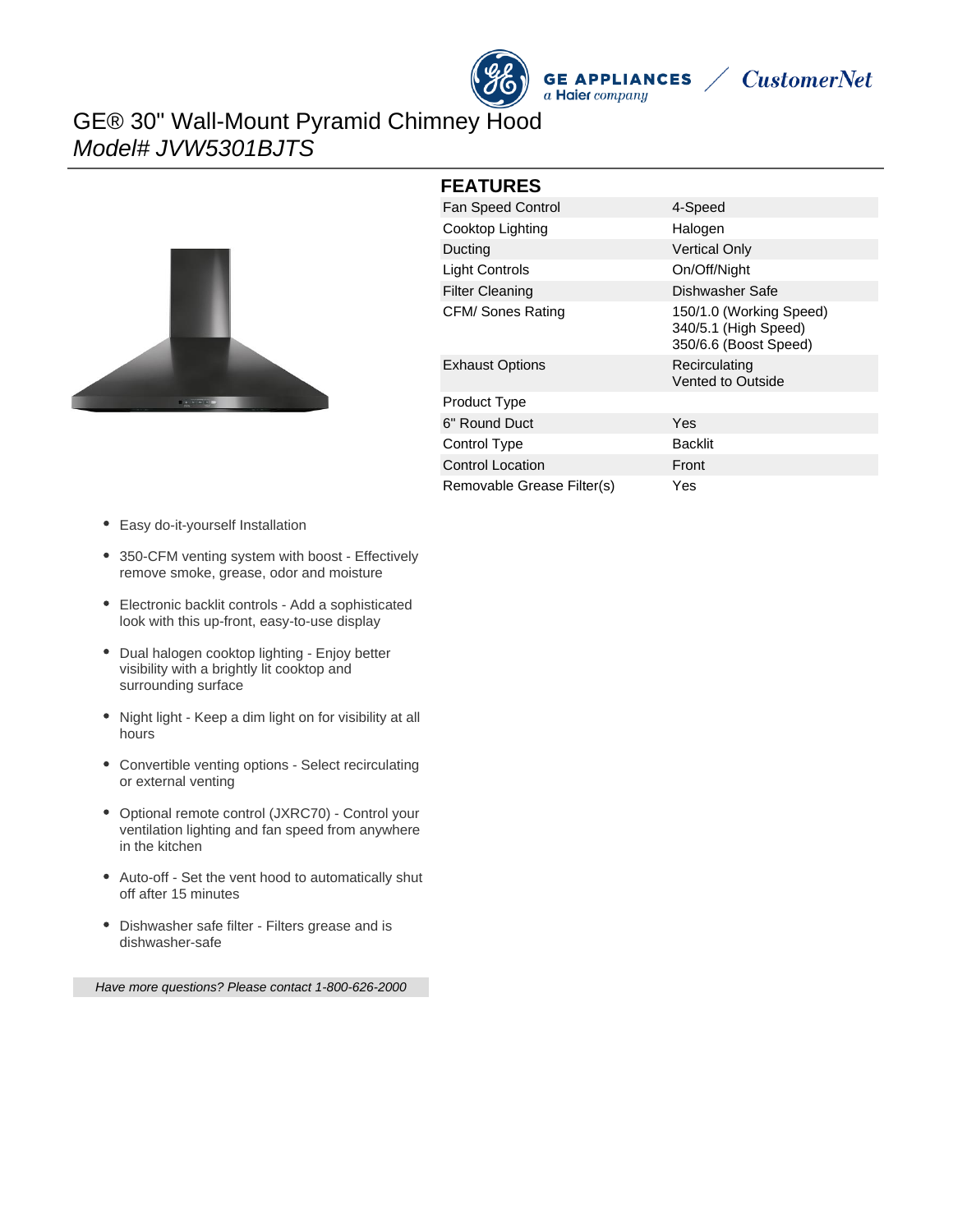# GE® 30" Wall-Mount Pyramid Chimney Hood

*Model# JVW5301BJTS*

## FEATURES

| Feature | Value |
|---|---|
| Fan Speed Control | 4-Speed |
| Cooktop Lighting | Halogen |
| Ducting | Vertical Only |
| Light Controls | On/Off/Night |
| Filter Cleaning | Dishwasher Safe |
| CFM/ Sones Rating | 150/1.0 (Working Speed)<br>340/5.1 (High Speed)<br>350/6.6 (Boost Speed) |
| Exhaust Options | Recirculating<br>Vented to Outside |
| Product Type | |
| 6" Round Duct | Yes |
| Control Type | Backlit |
| Control Location | Front |
| Removable Grease Filter(s) | Yes |

- Easy do-it-yourself Installation
- 350-CFM venting system with boost - Effectively remove smoke, grease, odor and moisture
- Electronic backlit controls - Add a sophisticated look with this up-front, easy-to-use display
- Dual halogen cooktop lighting - Enjoy better visibility with a brightly lit cooktop and surrounding surface
- Night light - Keep a dim light on for visibility at all hours
- Convertible venting options - Select recirculating or external venting
- Optional remote control (JXRC70) - Control your ventilation lighting and fan speed from anywhere in the kitchen
- Auto-off - Set the vent hood to automatically shut off after 15 minutes
- Dishwasher safe filter - Filters grease and is dishwasher-safe

*Have more questions? Please contact 1-800-626-2000*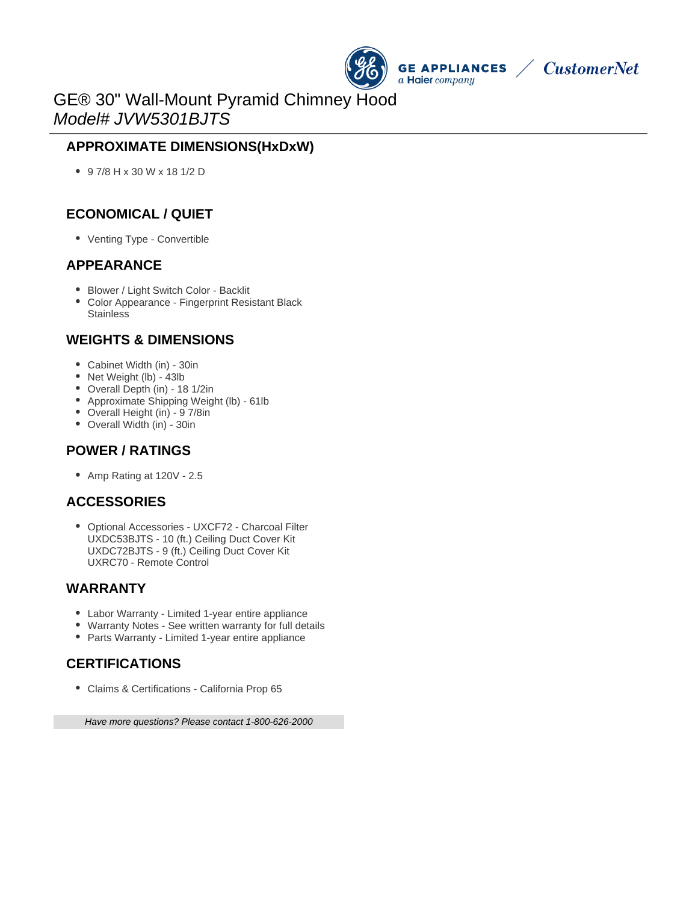# GE® 30" Wall-Mount Pyramid Chimney Hood
*Model# JVW5301BJTS*

## APPROXIMATE DIMENSIONS(HxDxW)

- 9 7/8 H x 30 W x 18 1/2 D

## ECONOMICAL / QUIET

- Venting Type - Convertible

## APPEARANCE

- Blower / Light Switch Color - Backlit
- Color Appearance - Fingerprint Resistant Black Stainless

## WEIGHTS & DIMENSIONS

- Cabinet Width (in) - 30in
- Net Weight (lb) - 43lb
- Overall Depth (in) - 18 1/2in
- Approximate Shipping Weight (lb) - 61lb
- Overall Height (in) - 9 7/8in
- Overall Width (in) - 30in

## POWER / RATINGS

- Amp Rating at 120V - 2.5

## ACCESSORIES

- Optional Accessories - UXCF72 - Charcoal Filter
  UXDC53BJTS - 10 (ft.) Ceiling Duct Cover Kit
  UXDC72BJTS - 9 (ft.) Ceiling Duct Cover Kit
  UXRC70 - Remote Control

## WARRANTY

- Labor Warranty - Limited 1-year entire appliance
- Warranty Notes - See written warranty for full details
- Parts Warranty - Limited 1-year entire appliance

## CERTIFICATIONS

- Claims & Certifications - California Prop 65

*Have more questions? Please contact 1-800-626-2000*